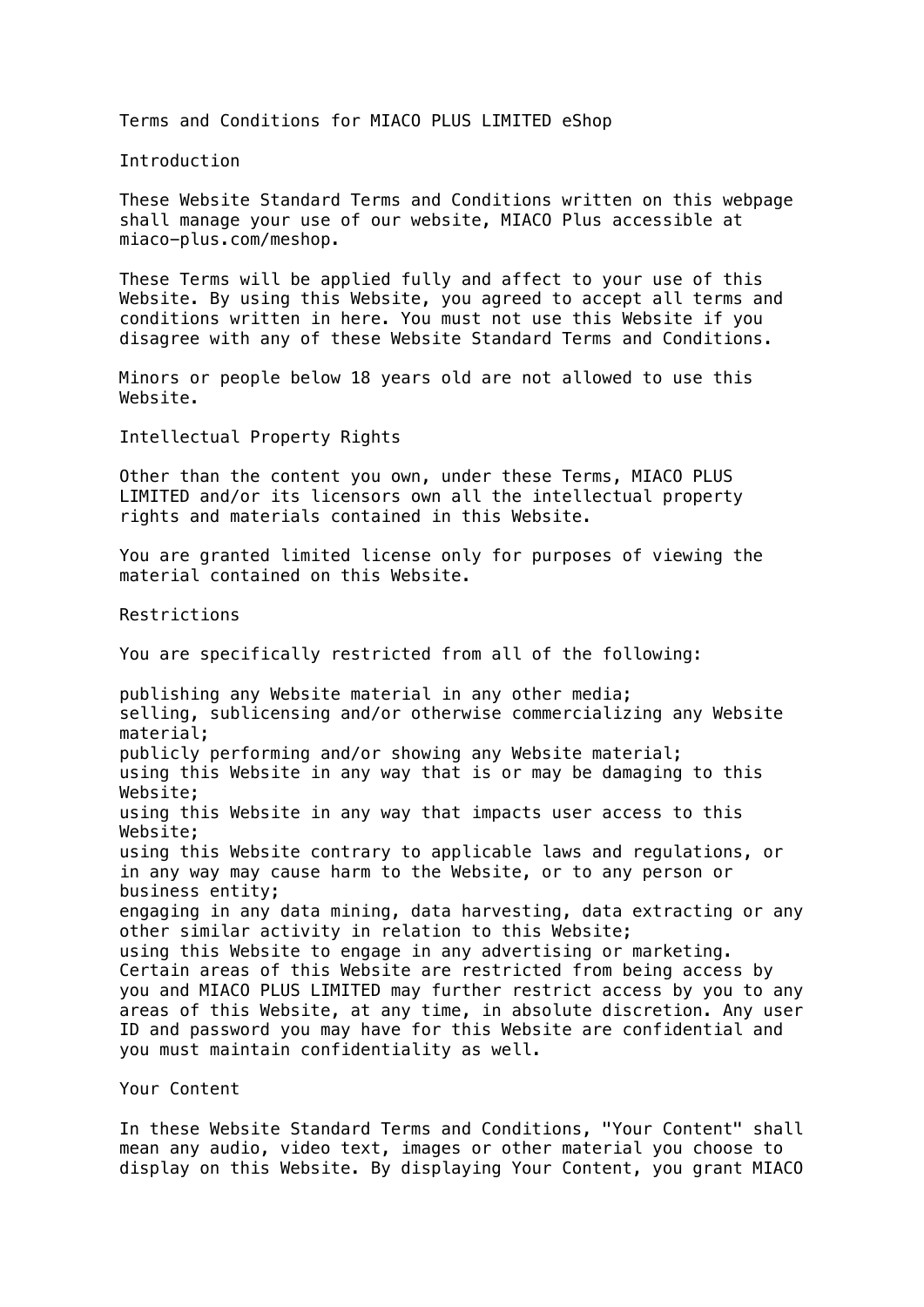# Terms and Conditions for MIACO PLUS LIMITED eShop

## Introduction

These Website Standard Terms and Conditions written on this webpage shall manage your use of our website, MIACO Plus accessible at miaco-plus.com/meshop.

These Terms will be applied fully and affect to your use of this Website. By using this Website, you agreed to accept all terms and conditions written in here. You must not use this Website if you disagree with any of these Website Standard Terms and Conditions.

Minors or people below 18 years old are not allowed to use this Website.

## Intellectual Property Rights

Other than the content you own, under these Terms, MIACO PLUS LIMITED and/or its licensors own all the intellectual property rights and materials contained in this Website.

You are granted limited license only for purposes of viewing the material contained on this Website.

## Restrictions

You are specifically restricted from all of the following:

- publishing any Website material in any other media;
- selling, sublicensing and/or otherwise commercializing any Website material;
- publicly performing and/or showing any Website material;
- using this Website in any way that is or may be damaging to this Website;
- using this Website in any way that impacts user access to this Website;
- using this Website contrary to applicable laws and regulations, or in any way may cause harm to the Website, or to any person or business entity;
- engaging in any data mining, data harvesting, data extracting or any other similar activity in relation to this Website;
- using this Website to engage in any advertising or marketing.

Certain areas of this Website are restricted from being access by you and MIACO PLUS LIMITED may further restrict access by you to any areas of this Website, at any time, in absolute discretion. Any user ID and password you may have for this Website are confidential and you must maintain confidentiality as well.

## Your Content

In these Website Standard Terms and Conditions, "Your Content" shall mean any audio, video text, images or other material you choose to display on this Website. By displaying Your Content, you grant MIACO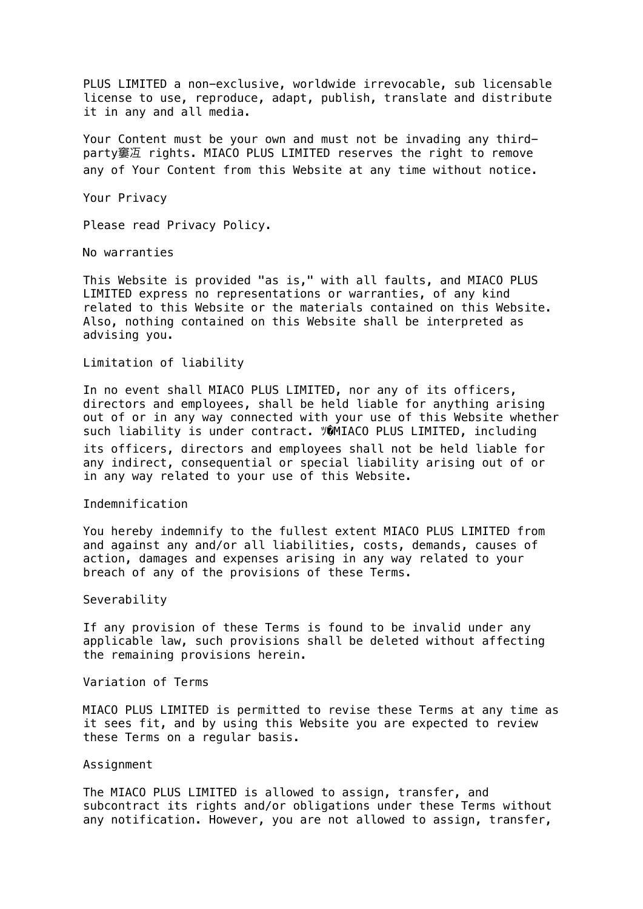PLUS LIMITED a non-exclusive, worldwide irrevocable, sub licensable license to use, reproduce, adapt, publish, translate and distribute it in any and all media.

Your Content must be your own and must not be invading any third-party窶冱 rights. MIACO PLUS LIMITED reserves the right to remove any of Your Content from this Website at any time without notice.

## Your Privacy

Please read Privacy Policy.

## No warranties

This Website is provided "as is," with all faults, and MIACO PLUS LIMITED express no representations or warranties, of any kind related to this Website or the materials contained on this Website. Also, nothing contained on this Website shall be interpreted as advising you.

## Limitation of liability

In no event shall MIACO PLUS LIMITED, nor any of its officers, directors and employees, shall be held liable for anything arising out of or in any way connected with your use of this Website whether such liability is under contract. ﾂ�MIACO PLUS LIMITED, including its officers, directors and employees shall not be held liable for any indirect, consequential or special liability arising out of or in any way related to your use of this Website.

## Indemnification

You hereby indemnify to the fullest extent MIACO PLUS LIMITED from and against any and/or all liabilities, costs, demands, causes of action, damages and expenses arising in any way related to your breach of any of the provisions of these Terms.

## Severability

If any provision of these Terms is found to be invalid under any applicable law, such provisions shall be deleted without affecting the remaining provisions herein.

## Variation of Terms

MIACO PLUS LIMITED is permitted to revise these Terms at any time as it sees fit, and by using this Website you are expected to review these Terms on a regular basis.

## Assignment

The MIACO PLUS LIMITED is allowed to assign, transfer, and subcontract its rights and/or obligations under these Terms without any notification. However, you are not allowed to assign, transfer,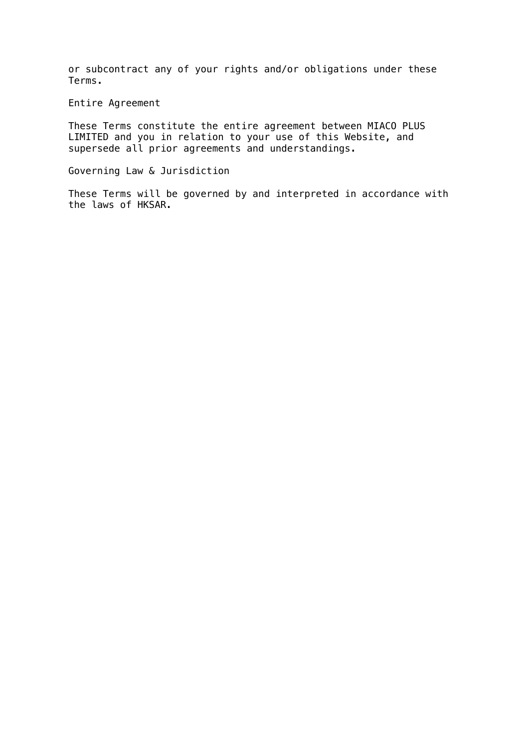or subcontract any of your rights and/or obligations under these Terms.

## Entire Agreement

These Terms constitute the entire agreement between MIACO PLUS LIMITED and you in relation to your use of this Website, and supersede all prior agreements and understandings.

## Governing Law & Jurisdiction

These Terms will be governed by and interpreted in accordance with the laws of HKSAR.